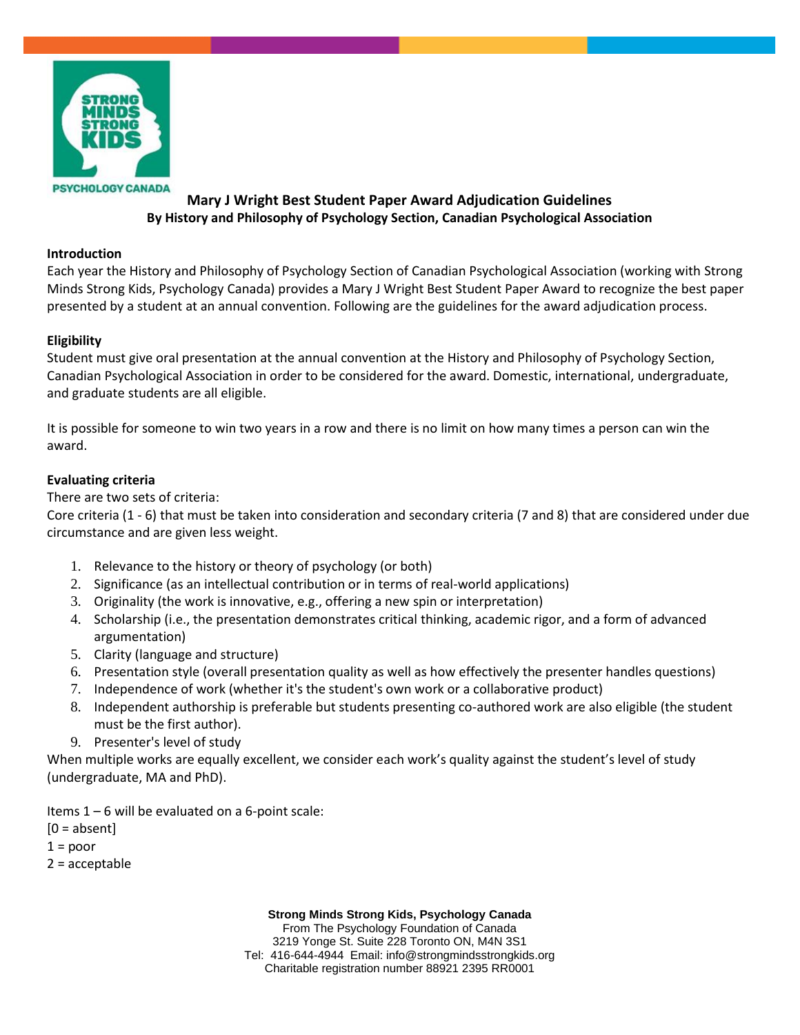# Mary J Wright Best Student Paper Award Adjudication Guidelines

**By History and Philosophy of Psychology Section, Canadian Psychological Association**

**Introduction**

Each year the History and Philosophy of Psychology Section of Canadian Psychological Association (working with Strong Minds Strong Kids, Psychology Canada) provides a Mary J Wright Best Student Paper Award to recognize the best paper presented by a student at an annual convention. Following are the guidelines for the award adjudication process.

**Eligibility**

Student must give oral presentation at the annual convention at the History and Philosophy of Psychology Section, Canadian Psychological Association in order to be considered for the award. Domestic, international, undergraduate, and graduate students are all eligible.

It is possible for someone to win two years in a row and there is no limit on how many times a person can win the award.

**Evaluating criteria**

There are two sets of criteria:

Core criteria (1 - 6) that must be taken into consideration and secondary criteria (7 and 8) that are considered under due circumstance and are given less weight.

1. Relevance to the history or theory of psychology (or both)
2. Significance (as an intellectual contribution or in terms of real-world applications)
3. Originality (the work is innovative, e.g., offering a new spin or interpretation)
4. Scholarship (i.e., the presentation demonstrates critical thinking, academic rigor, and a form of advanced argumentation)
5. Clarity (language and structure)
6. Presentation style (overall presentation quality as well as how effectively the presenter handles questions)
7. Independence of work (whether it's the student's own work or a collaborative product)
8. Independent authorship is preferable but students presenting co-authored work are also eligible (the student must be the first author).
9. Presenter's level of study

When multiple works are equally excellent, we consider each work's quality against the student's level of study (undergraduate, MA and PhD).

Items 1 – 6 will be evaluated on a 6-point scale:

[0 = absent]

1 = poor

2 = acceptable

**Strong Minds Strong Kids, Psychology Canada**
From The Psychology Foundation of Canada
3219 Yonge St. Suite 228 Toronto ON, M4N 3S1
Tel: 416-644-4944 Email: info@strongmindsstrongkids.org
Charitable registration number 88921 2395 RR0001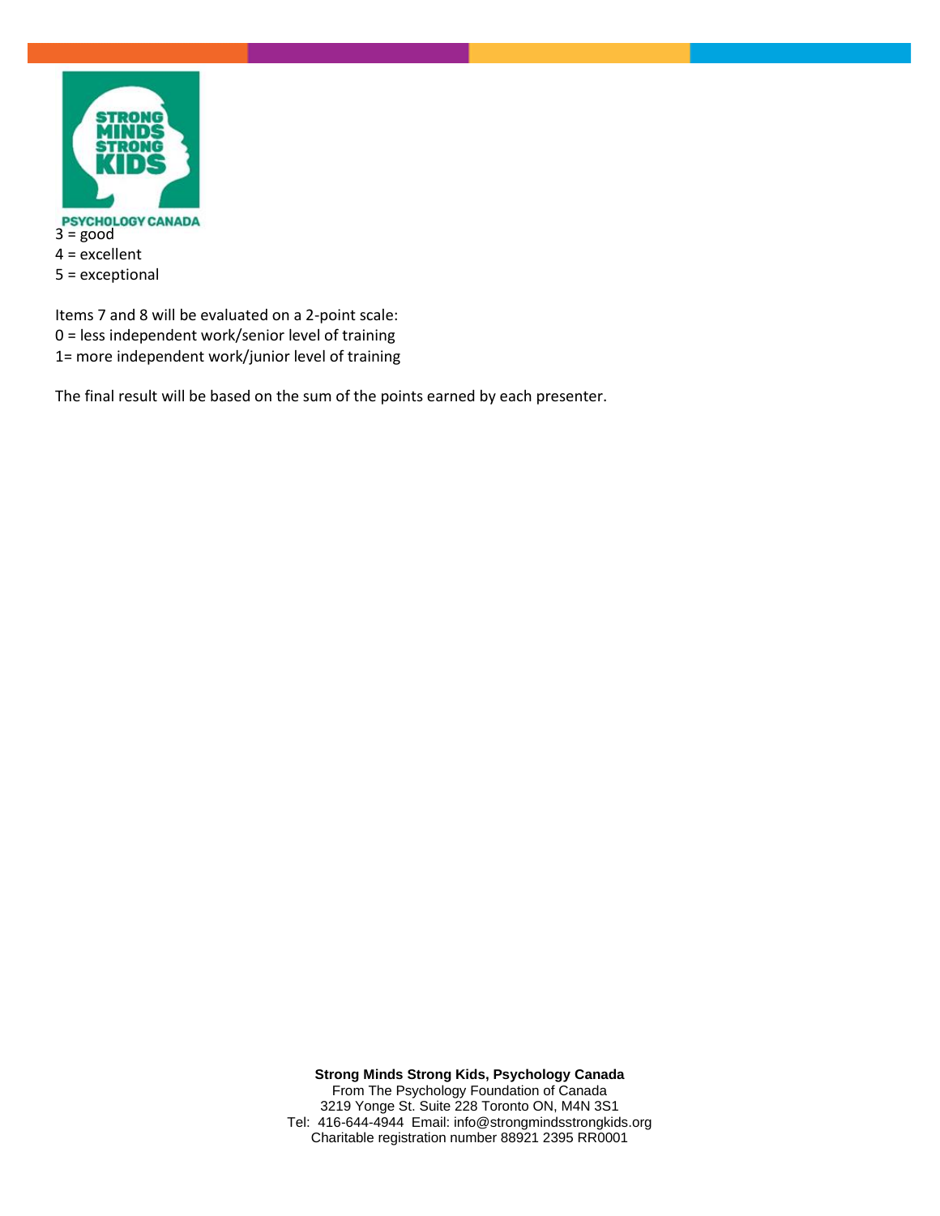3 = good
4 = excellent
5 = exceptional

Items 7 and 8 will be evaluated on a 2-point scale:
0 = less independent work/senior level of training
1= more independent work/junior level of training

The final result will be based on the sum of the points earned by each presenter.

**Strong Minds Strong Kids, Psychology Canada**
From The Psychology Foundation of Canada
3219 Yonge St. Suite 228 Toronto ON, M4N 3S1
Tel: 416-644-4944 Email: info@strongmindsstrongkids.org
Charitable registration number 88921 2395 RR0001